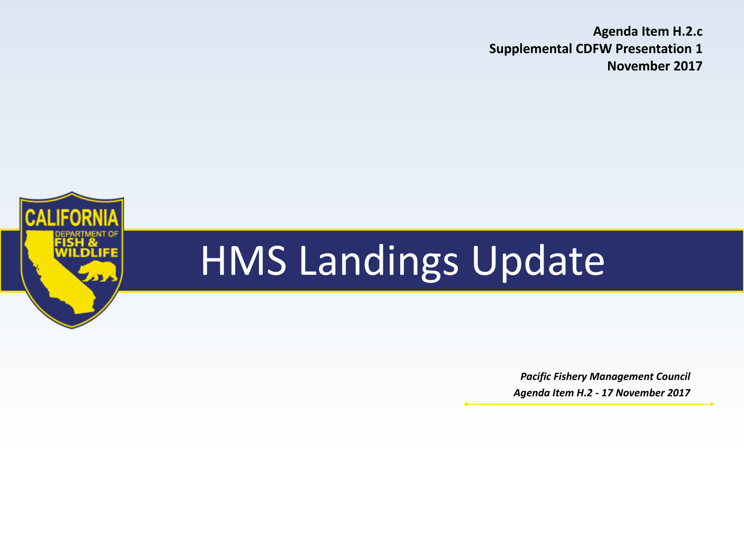**Agenda Item H.2.c**
**Supplemental CDFW Presentation 1**
**November 2017**

# HMS Landings Update

***Pacific Fishery Management Council***
***Agenda Item H.2 - 17 November 2017***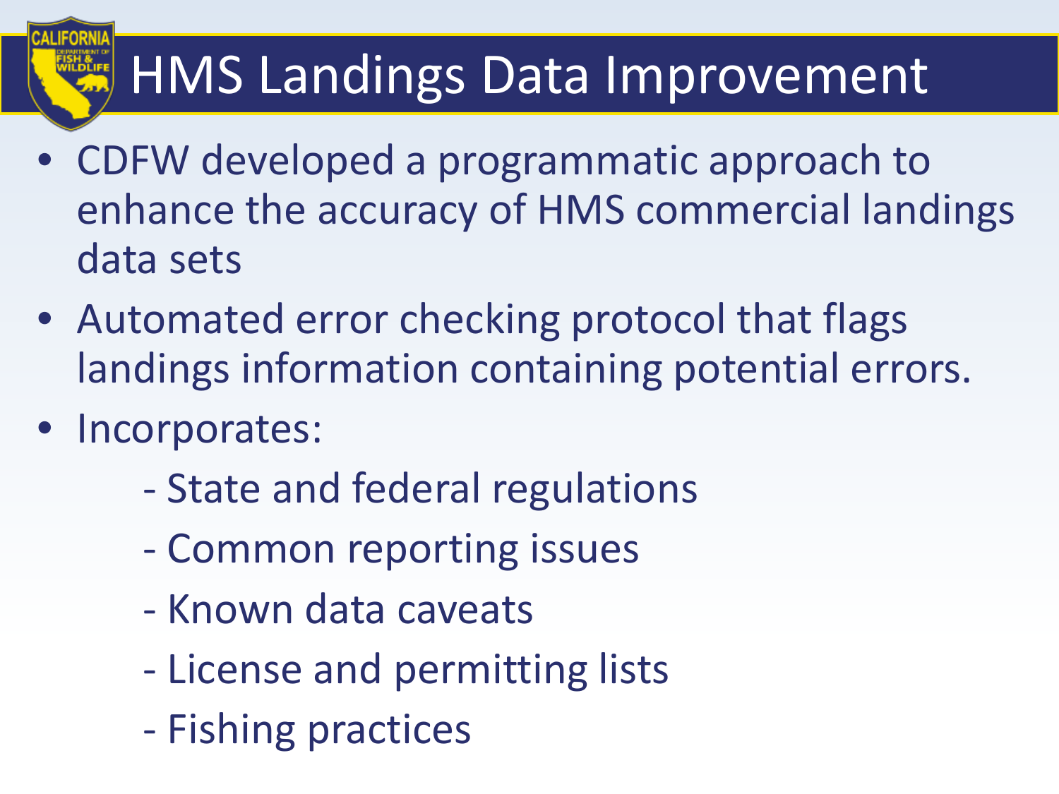# HMS Landings Data Improvement

- CDFW developed a programmatic approach to enhance the accuracy of HMS commercial landings data sets
- Automated error checking protocol that flags landings information containing potential errors.
- Incorporates:
  - State and federal regulations
  - Common reporting issues
  - Known data caveats
  - License and permitting lists
  - Fishing practices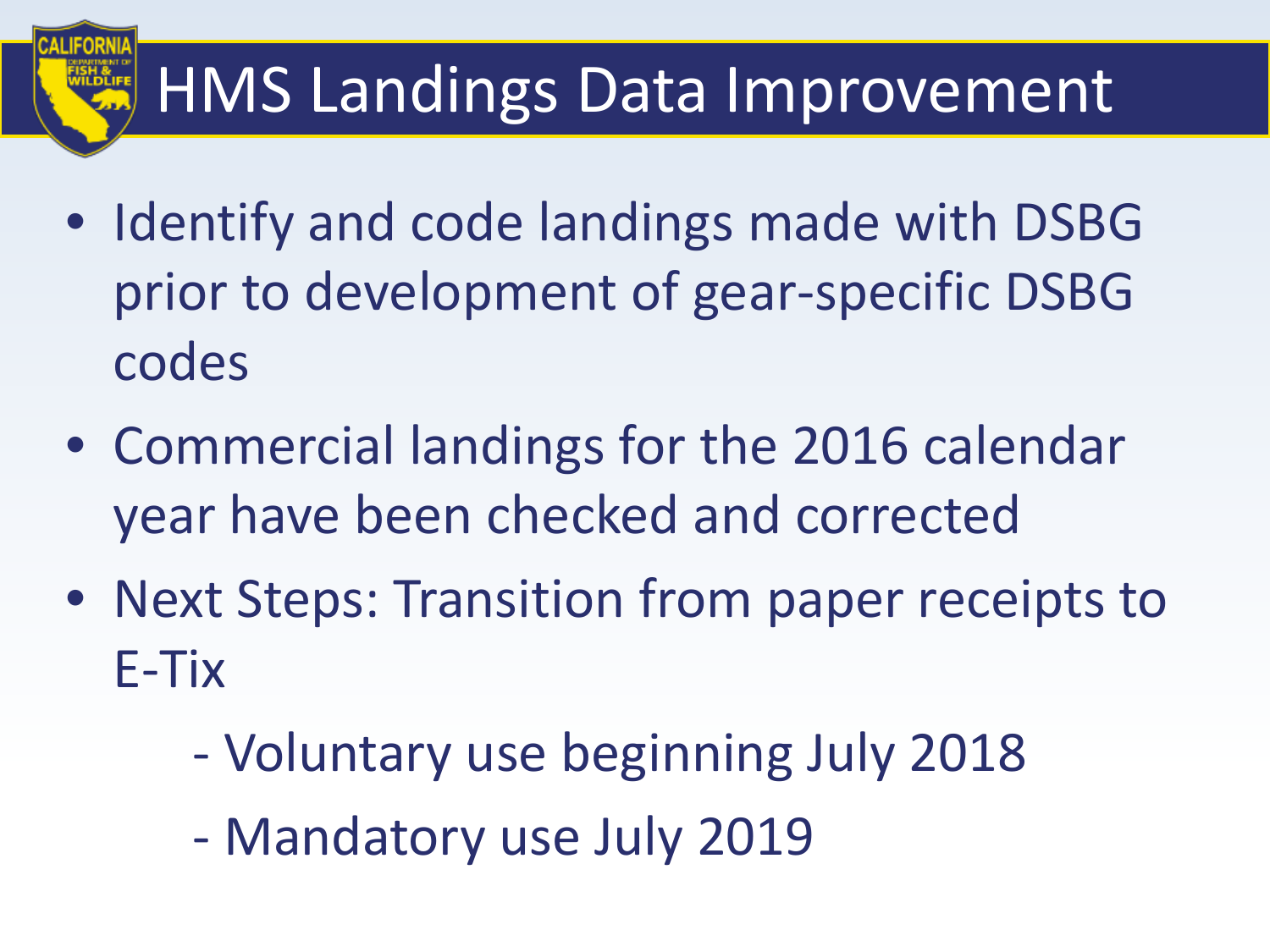# HMS Landings Data Improvement

- Identify and code landings made with DSBG prior to development of gear-specific DSBG codes
- Commercial landings for the 2016 calendar year have been checked and corrected
- Next Steps: Transition from paper receipts to E-Tix
  - Voluntary use beginning July 2018
  - Mandatory use July 2019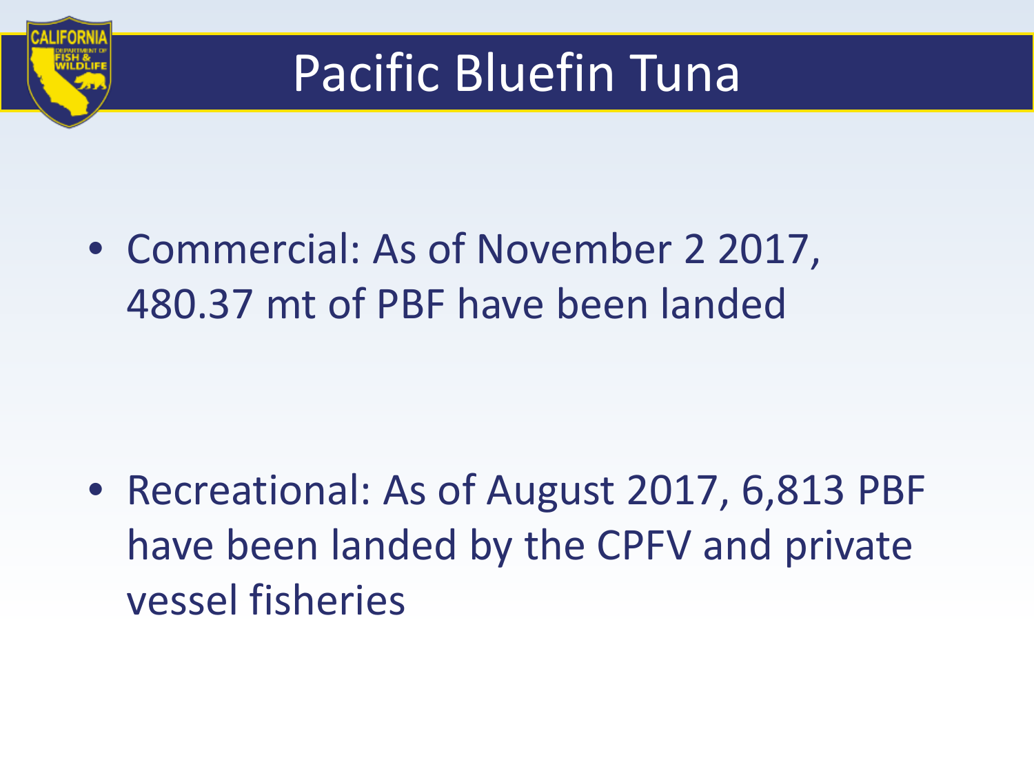# Pacific Bluefin Tuna

- Commercial: As of November 2 2017, 480.37 mt of PBF have been landed
- Recreational: As of August 2017, 6,813 PBF have been landed by the CPFV and private vessel fisheries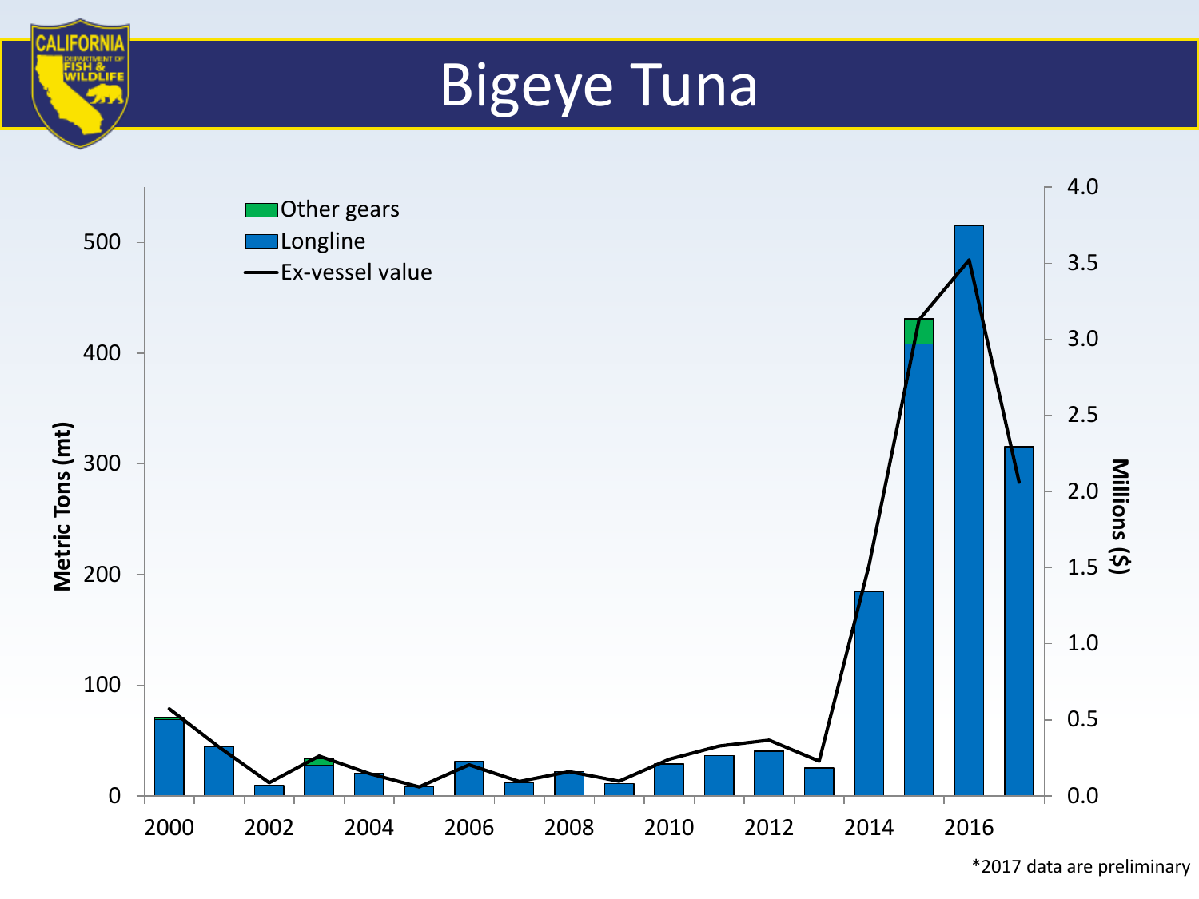# Bigeye Tuna

Other gears
Longline
Ex-vessel value

Metric Tons (mt)

Millions ($)

*2017 data are preliminary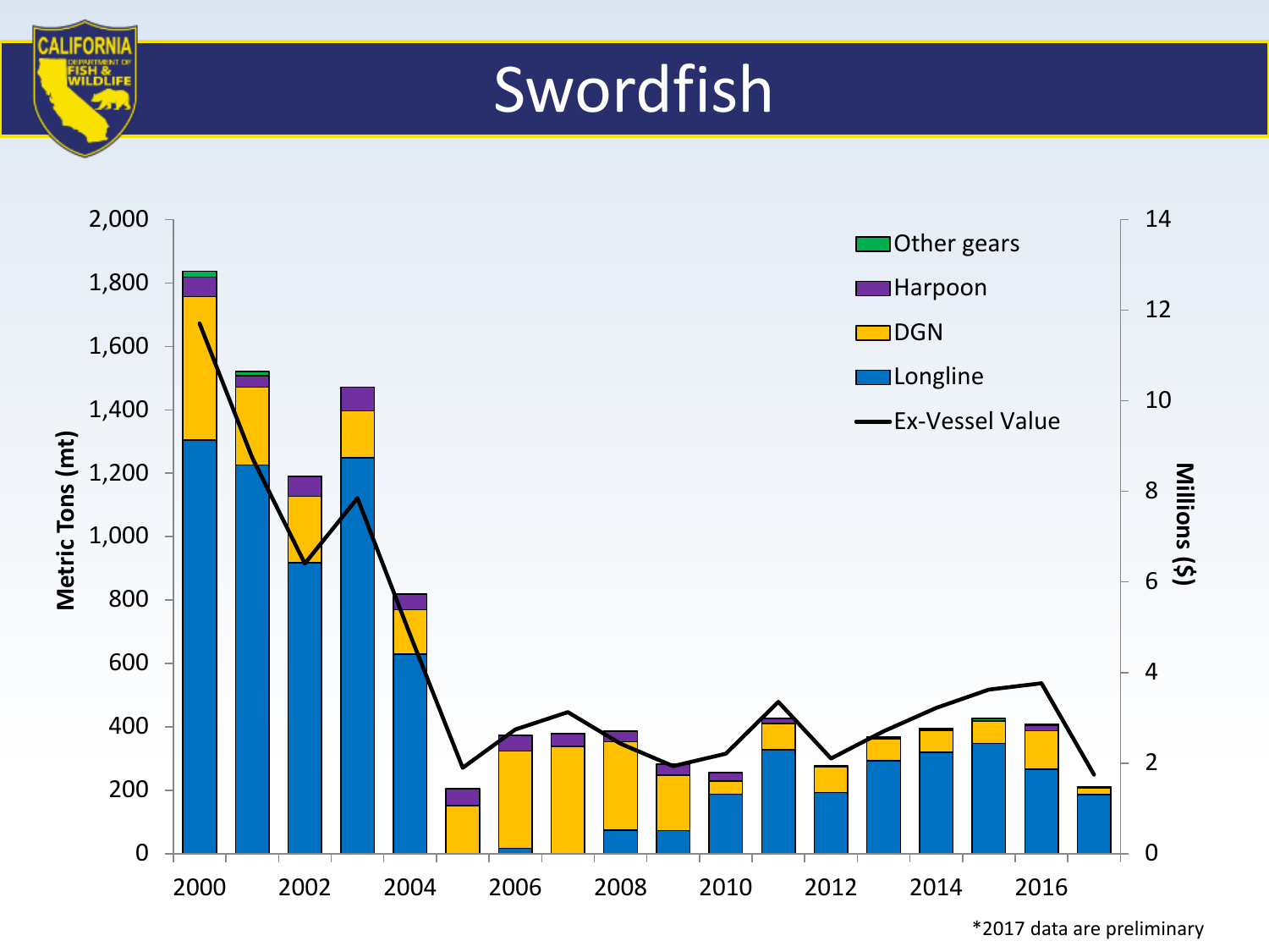# Swordfish

*2017 data are preliminary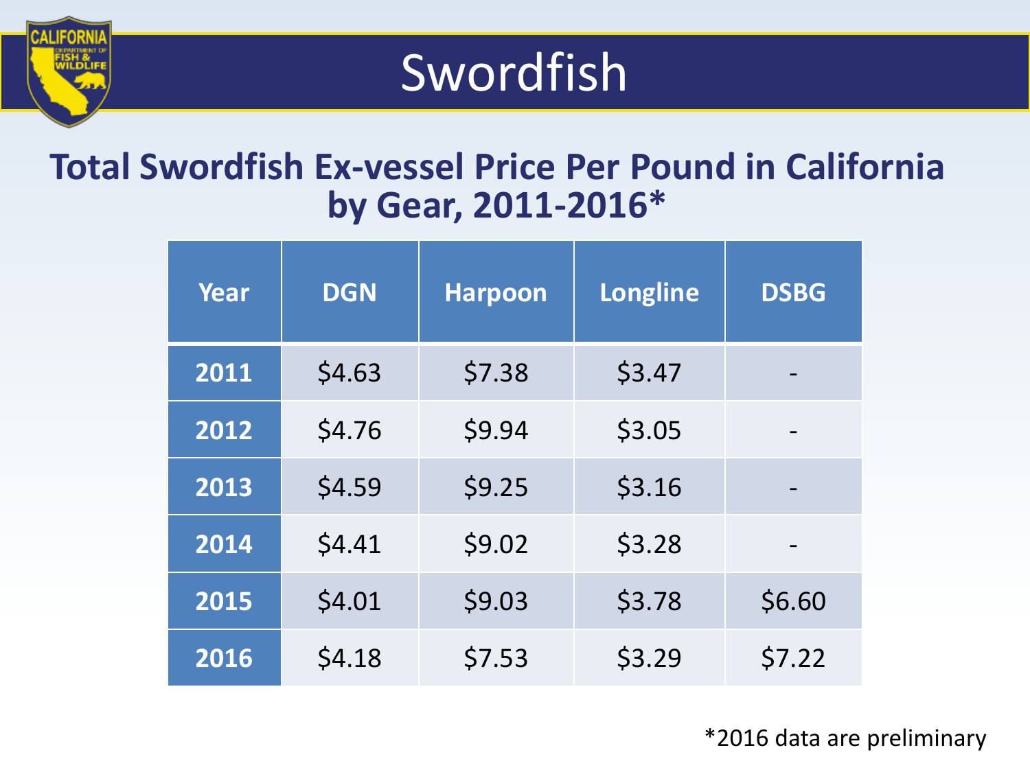# Swordfish

## Total Swordfish Ex-vessel Price Per Pound in California by Gear, 2011-2016*

| Year | DGN | Harpoon | Longline | DSBG |
|---|---|---|---|---|
| 2011 | $4.63 | $7.38 | $3.47 | - |
| 2012 | $4.76 | $9.94 | $3.05 | - |
| 2013 | $4.59 | $9.25 | $3.16 | - |
| 2014 | $4.41 | $9.02 | $3.28 | - |
| 2015 | $4.01 | $9.03 | $3.78 | $6.60 |
| 2016 | $4.18 | $7.53 | $3.29 | $7.22 |

*2016 data are preliminary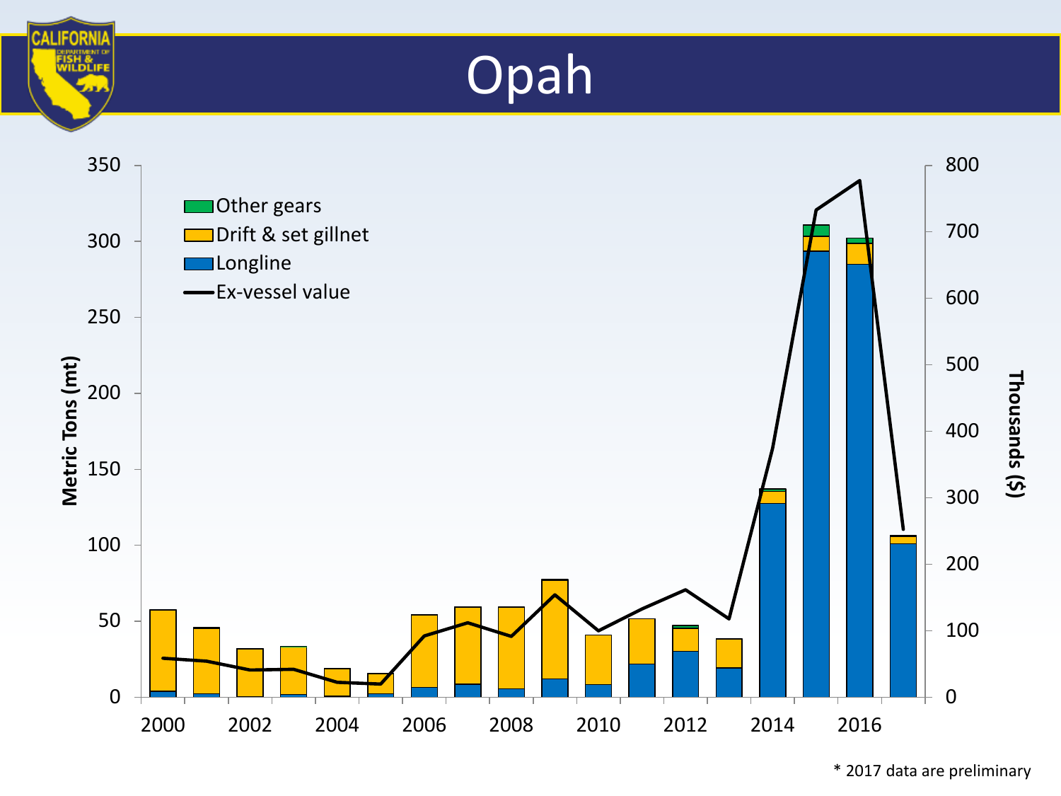# Opah

CALIFORNIA DEPARTMENT OF FISH & WILDLIFE

Other gears
Drift & set gillnet
Longline
Ex-vessel value

Metric Tons (mt)

350
300
250
200
150
100
50
0

Thousands ($)

800
700
600
500
400
300
200
100
0

2000 2002 2004 2006 2008 2010 2012 2014 2016

\* 2017 data are preliminary